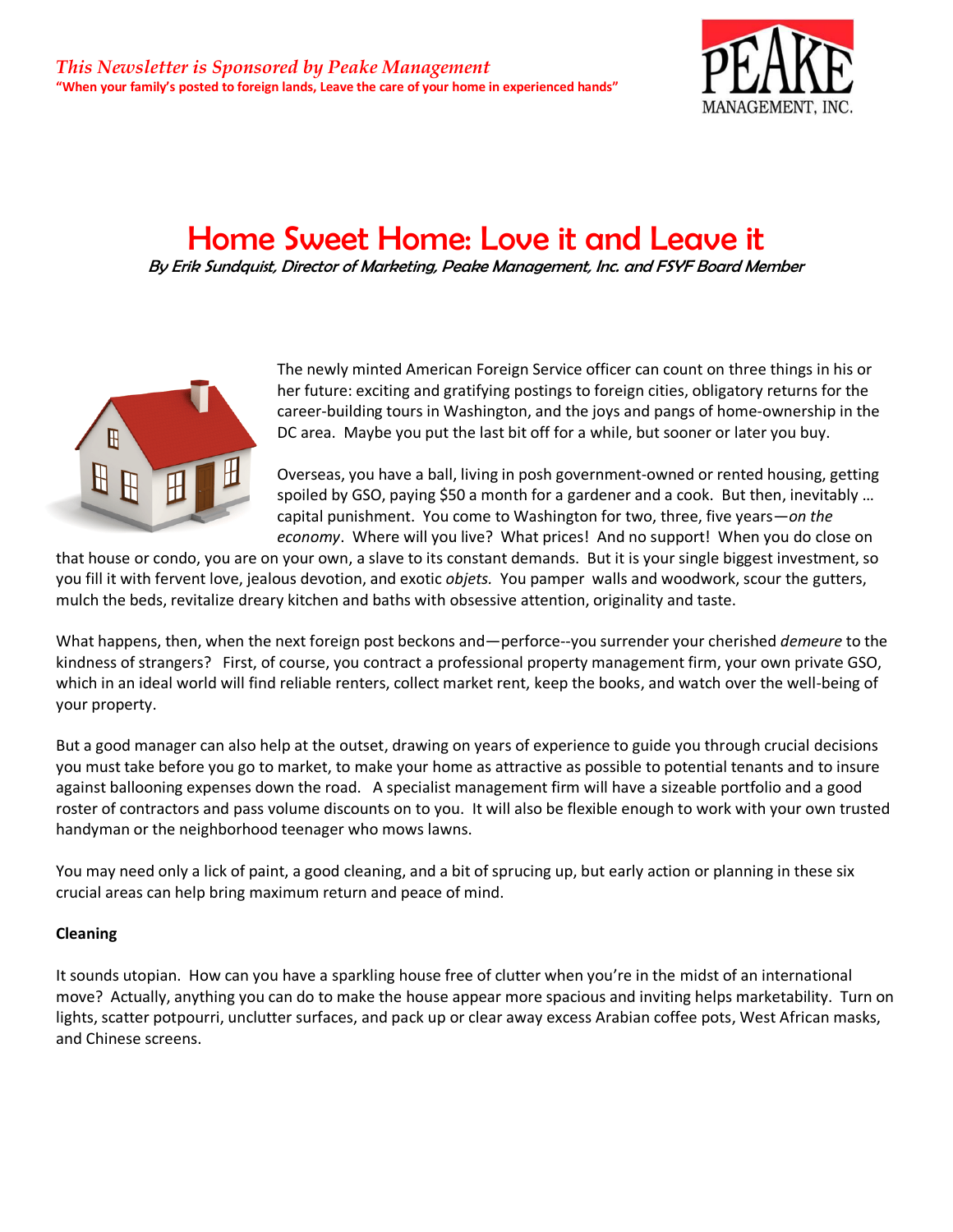*This Newsletter is Sponsored by Peake Management*

**"When your family's posted to foreign lands, Leave the care of your home in experienced hands"**

PEAKE MANAGEMENT, INC.

# Home Sweet Home: Love it and Leave it

*By Erik Sundquist, Director of Marketing, Peake Management, Inc. and FSYF Board Member*

The newly minted American Foreign Service officer can count on three things in his or her future: exciting and gratifying postings to foreign cities, obligatory returns for the career-building tours in Washington, and the joys and pangs of home-ownership in the DC area. Maybe you put the last bit off for a while, but sooner or later you buy.

Overseas, you have a ball, living in posh government-owned or rented housing, getting spoiled by GSO, paying $50 a month for a gardener and a cook. But then, inevitably … capital punishment. You come to Washington for two, three, five years—*on the economy*. Where will you live? What prices! And no support! When you do close on that house or condo, you are on your own, a slave to its constant demands. But it is your single biggest investment, so you fill it with fervent love, jealous devotion, and exotic *objets*. You pamper walls and woodwork, scour the gutters, mulch the beds, revitalize dreary kitchen and baths with obsessive attention, originality and taste.

What happens, then, when the next foreign post beckons and—perforce--you surrender your cherished *demeure* to the kindness of strangers? First, of course, you contract a professional property management firm, your own private GSO, which in an ideal world will find reliable renters, collect market rent, keep the books, and watch over the well-being of your property.

But a good manager can also help at the outset, drawing on years of experience to guide you through crucial decisions you must take before you go to market, to make your home as attractive as possible to potential tenants and to insure against ballooning expenses down the road. A specialist management firm will have a sizeable portfolio and a good roster of contractors and pass volume discounts on to you. It will also be flexible enough to work with your own trusted handyman or the neighborhood teenager who mows lawns.

You may need only a lick of paint, a good cleaning, and a bit of sprucing up, but early action or planning in these six crucial areas can help bring maximum return and peace of mind.

**Cleaning**

It sounds utopian. How can you have a sparkling house free of clutter when you're in the midst of an international move? Actually, anything you can do to make the house appear more spacious and inviting helps marketability. Turn on lights, scatter potpourri, unclutter surfaces, and pack up or clear away excess Arabian coffee pots, West African masks, and Chinese screens.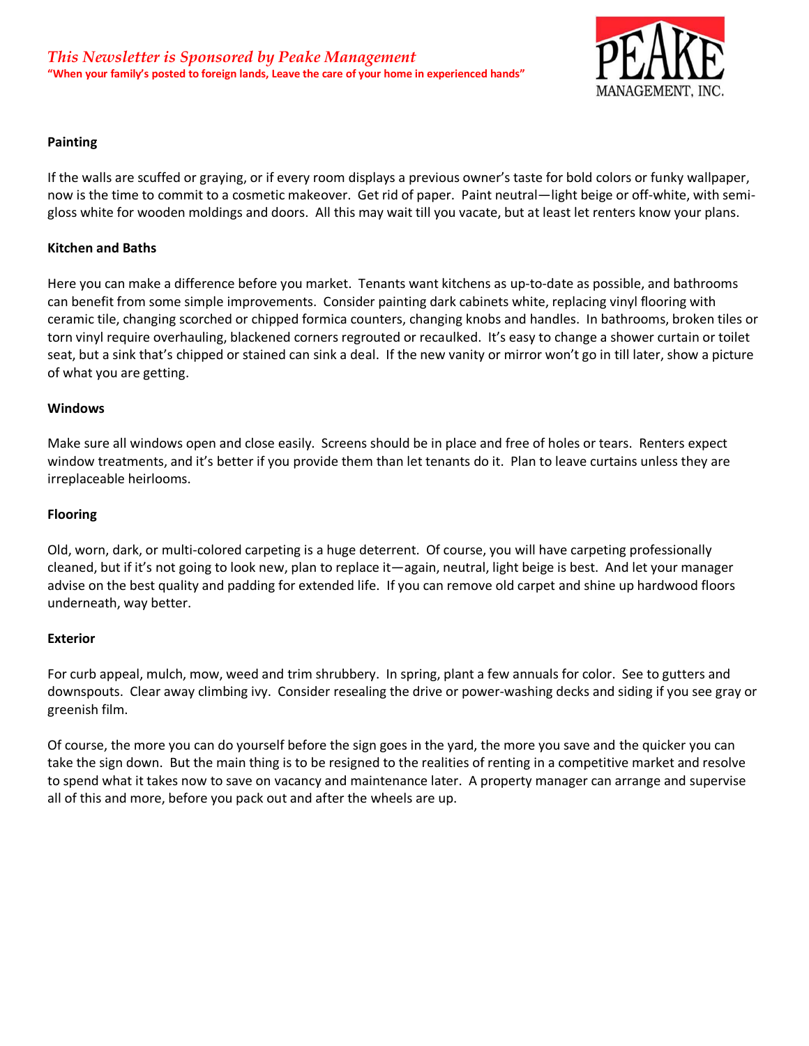*This Newsletter is Sponsored by Peake Management*

**"When your family's posted to foreign lands, Leave the care of your home in experienced hands"**

PEAKE MANAGEMENT, INC.

**Painting**

If the walls are scuffed or graying, or if every room displays a previous owner's taste for bold colors or funky wallpaper, now is the time to commit to a cosmetic makeover. Get rid of paper. Paint neutral—light beige or off-white, with semi-gloss white for wooden moldings and doors. All this may wait till you vacate, but at least let renters know your plans.

**Kitchen and Baths**

Here you can make a difference before you market. Tenants want kitchens as up-to-date as possible, and bathrooms can benefit from some simple improvements. Consider painting dark cabinets white, replacing vinyl flooring with ceramic tile, changing scorched or chipped formica counters, changing knobs and handles. In bathrooms, broken tiles or torn vinyl require overhauling, blackened corners regrouted or recaulked. It's easy to change a shower curtain or toilet seat, but a sink that's chipped or stained can sink a deal. If the new vanity or mirror won't go in till later, show a picture of what you are getting.

**Windows**

Make sure all windows open and close easily. Screens should be in place and free of holes or tears. Renters expect window treatments, and it's better if you provide them than let tenants do it. Plan to leave curtains unless they are irreplaceable heirlooms.

**Flooring**

Old, worn, dark, or multi-colored carpeting is a huge deterrent. Of course, you will have carpeting professionally cleaned, but if it's not going to look new, plan to replace it—again, neutral, light beige is best. And let your manager advise on the best quality and padding for extended life. If you can remove old carpet and shine up hardwood floors underneath, way better.

**Exterior**

For curb appeal, mulch, mow, weed and trim shrubbery. In spring, plant a few annuals for color. See to gutters and downspouts. Clear away climbing ivy. Consider resealing the drive or power-washing decks and siding if you see gray or greenish film.

Of course, the more you can do yourself before the sign goes in the yard, the more you save and the quicker you can take the sign down. But the main thing is to be resigned to the realities of renting in a competitive market and resolve to spend what it takes now to save on vacancy and maintenance later. A property manager can arrange and supervise all of this and more, before you pack out and after the wheels are up.